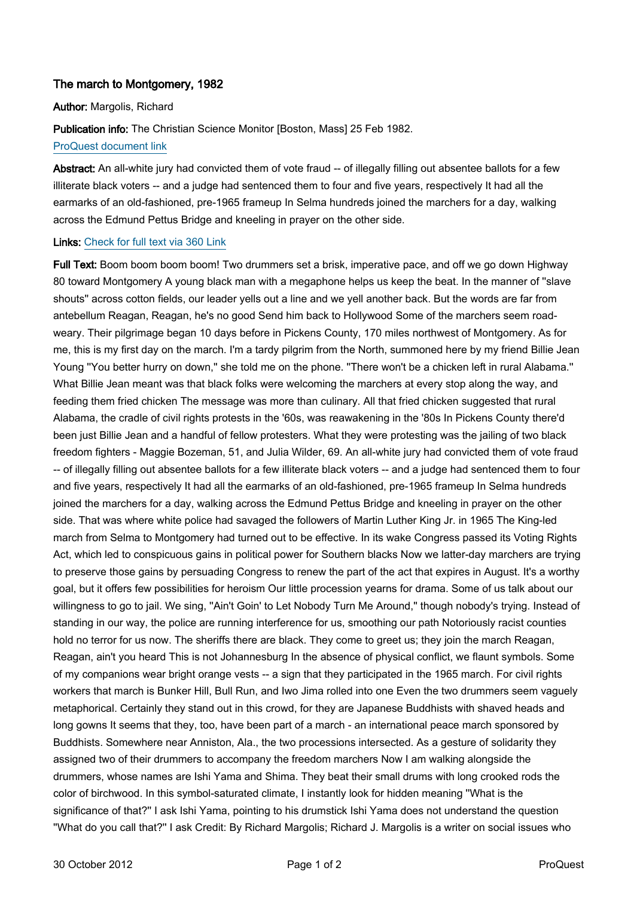### The march to Montgomery, 1982

**Author:** Margolis, Richard

**Publication info:** The Christian Science Monitor [Boston, Mass] 25 Feb 1982.

ProQuest document link

**Abstract:** An all-white jury had convicted them of vote fraud -- of illegally filling out absentee ballots for a few illiterate black voters -- and a judge had sentenced them to four and five years, respectively It had all the earmarks of an old-fashioned, pre-1965 frameup In Selma hundreds joined the marchers for a day, walking across the Edmund Pettus Bridge and kneeling in prayer on the other side.

**Links:** Check for full text via 360 Link

**Full Text:** Boom boom boom boom! Two drummers set a brisk, imperative pace, and off we go down Highway 80 toward Montgomery A young black man with a megaphone helps us keep the beat. In the manner of ''slave shouts'' across cotton fields, our leader yells out a line and we yell another back. But the words are far from antebellum Reagan, Reagan, he's no good Send him back to Hollywood Some of the marchers seem road-weary. Their pilgrimage began 10 days before in Pickens County, 170 miles northwest of Montgomery. As for me, this is my first day on the march. I'm a tardy pilgrim from the North, summoned here by my friend Billie Jean Young ''You better hurry on down,'' she told me on the phone. ''There won't be a chicken left in rural Alabama.'' What Billie Jean meant was that black folks were welcoming the marchers at every stop along the way, and feeding them fried chicken The message was more than culinary. All that fried chicken suggested that rural Alabama, the cradle of civil rights protests in the '60s, was reawakening in the '80s In Pickens County there'd been just Billie Jean and a handful of fellow protesters. What they were protesting was the jailing of two black freedom fighters - Maggie Bozeman, 51, and Julia Wilder, 69. An all-white jury had convicted them of vote fraud -- of illegally filling out absentee ballots for a few illiterate black voters -- and a judge had sentenced them to four and five years, respectively It had all the earmarks of an old-fashioned, pre-1965 frameup In Selma hundreds joined the marchers for a day, walking across the Edmund Pettus Bridge and kneeling in prayer on the other side. That was where white police had savaged the followers of Martin Luther King Jr. in 1965 The King-led march from Selma to Montgomery had turned out to be effective. In its wake Congress passed its Voting Rights Act, which led to conspicuous gains in political power for Southern blacks Now we latter-day marchers are trying to preserve those gains by persuading Congress to renew the part of the act that expires in August. It's a worthy goal, but it offers few possibilities for heroism Our little procession yearns for drama. Some of us talk about our willingness to go to jail. We sing, ''Ain't Goin' to Let Nobody Turn Me Around,'' though nobody's trying. Instead of standing in our way, the police are running interference for us, smoothing our path Notoriously racist counties hold no terror for us now. The sheriffs there are black. They come to greet us; they join the march Reagan, Reagan, ain't you heard This is not Johannesburg In the absence of physical conflict, we flaunt symbols. Some of my companions wear bright orange vests -- a sign that they participated in the 1965 march. For civil rights workers that march is Bunker Hill, Bull Run, and Iwo Jima rolled into one Even the two drummers seem vaguely metaphorical. Certainly they stand out in this crowd, for they are Japanese Buddhists with shaved heads and long gowns It seems that they, too, have been part of a march - an international peace march sponsored by Buddhists. Somewhere near Anniston, Ala., the two processions intersected. As a gesture of solidarity they assigned two of their drummers to accompany the freedom marchers Now I am walking alongside the drummers, whose names are Ishi Yama and Shima. They beat their small drums with long crooked rods the color of birchwood. In this symbol-saturated climate, I instantly look for hidden meaning ''What is the significance of that?'' I ask Ishi Yama, pointing to his drumstick Ishi Yama does not understand the question ''What do you call that?'' I ask Credit: By Richard Margolis; Richard J. Margolis is a writer on social issues who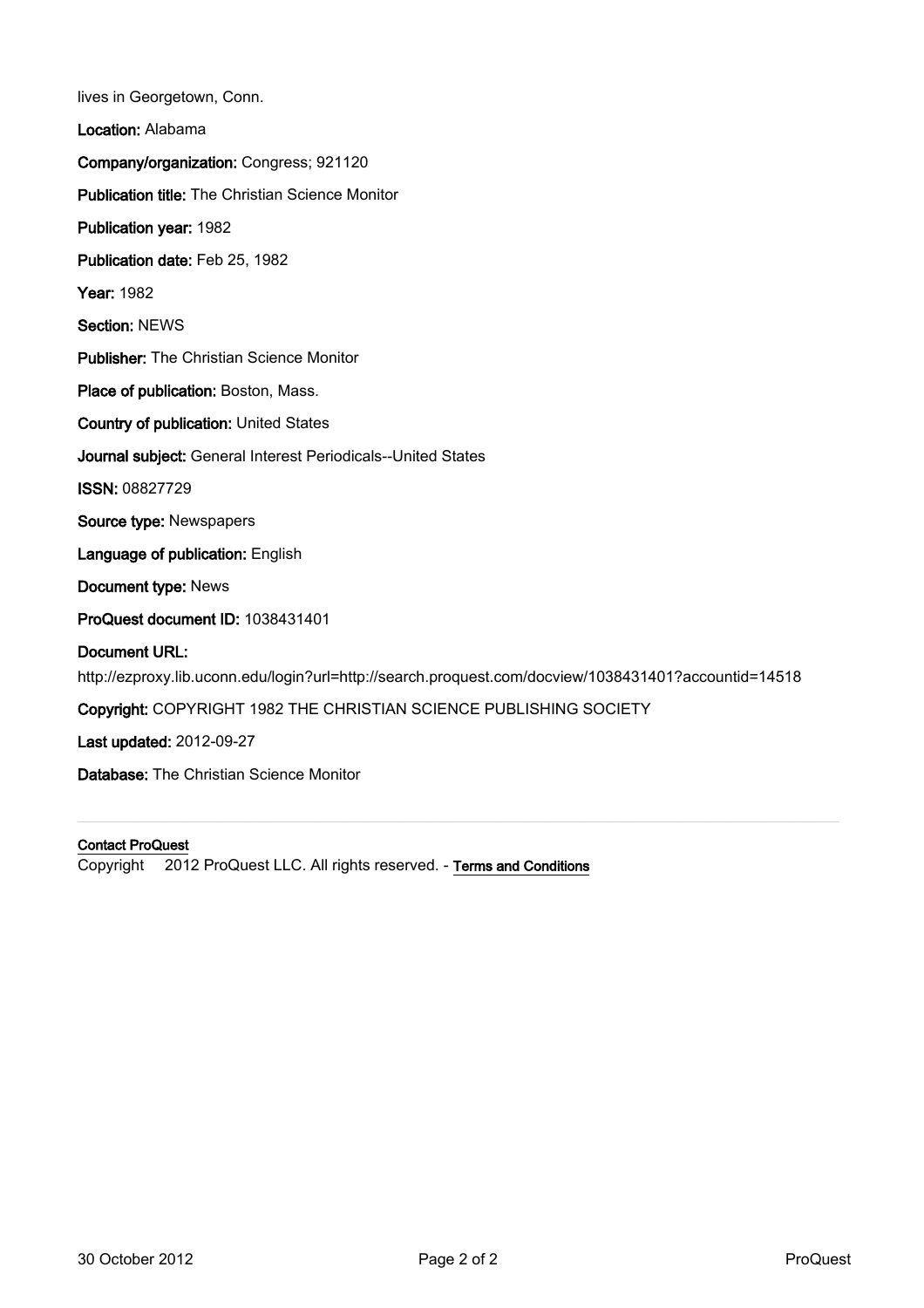lives in Georgetown, Conn.

**Location:** Alabama

**Company/organization:** Congress; 921120

**Publication title:** The Christian Science Monitor

**Publication year:** 1982

**Publication date:** Feb 25, 1982

**Year:** 1982

**Section:** NEWS

**Publisher:** The Christian Science Monitor

**Place of publication:** Boston, Mass.

**Country of publication:** United States

**Journal subject:** General Interest Periodicals--United States

**ISSN:** 08827729

**Source type:** Newspapers

**Language of publication:** English

**Document type:** News

**ProQuest document ID:** 1038431401

**Document URL:**
http://ezproxy.lib.uconn.edu/login?url=http://search.proquest.com/docview/1038431401?accountid=14518

**Copyright:** COPYRIGHT 1982 THE CHRISTIAN SCIENCE PUBLISHING SOCIETY

**Last updated:** 2012-09-27

**Database:** The Christian Science Monitor

---

Contact ProQuest
Copyright 2012 ProQuest LLC. All rights reserved. - Terms and Conditions